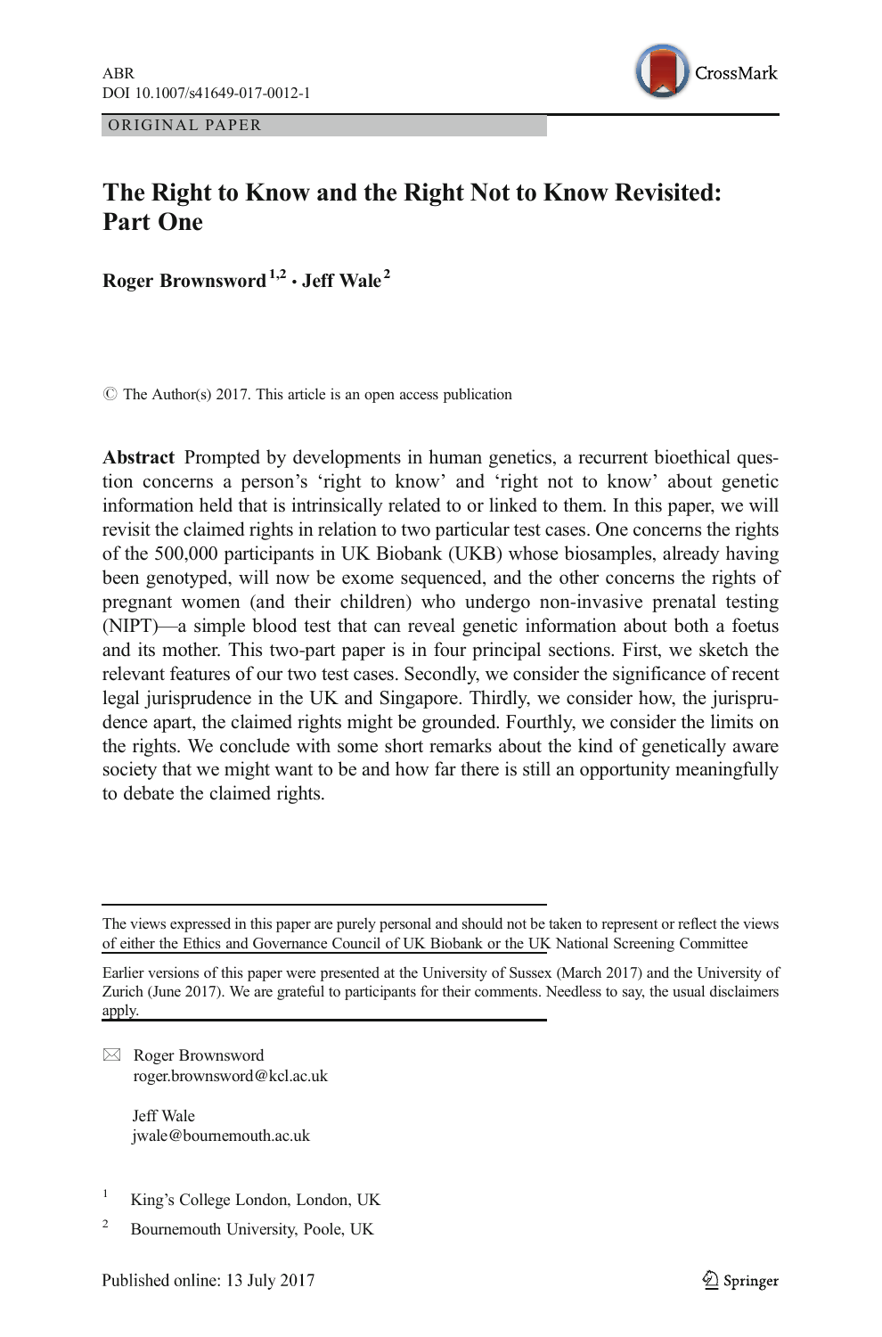ORIGINAL PAPER

# The Right to Know and the Right Not to Know Revisited: Part One

**Roger Brownsword**[1,2] · **Jeff Wale**[2]

© The Author(s) 2017. This article is an open access publication

**Abstract** Prompted by developments in human genetics, a recurrent bioethical question concerns a person's 'right to know' and 'right not to know' about genetic information held that is intrinsically related to or linked to them. In this paper, we will revisit the claimed rights in relation to two particular test cases. One concerns the rights of the 500,000 participants in UK Biobank (UKB) whose biosamples, already having been genotyped, will now be exome sequenced, and the other concerns the rights of pregnant women (and their children) who undergo non-invasive prenatal testing (NIPT)—a simple blood test that can reveal genetic information about both a foetus and its mother. This two-part paper is in four principal sections. First, we sketch the relevant features of our two test cases. Secondly, we consider the significance of recent legal jurisprudence in the UK and Singapore. Thirdly, we consider how, the jurisprudence apart, the claimed rights might be grounded. Fourthly, we consider the limits on the rights. We conclude with some short remarks about the kind of genetically aware society that we might want to be and how far there is still an opportunity meaningfully to debate the claimed rights.

---

The views expressed in this paper are purely personal and should not be taken to represent or reflect the views of either the Ethics and Governance Council of UK Biobank or the UK National Screening Committee

Earlier versions of this paper were presented at the University of Sussex (March 2017) and the University of Zurich (June 2017). We are grateful to participants for their comments. Needless to say, the usual disclaimers apply.

✉ Roger Brownsword
roger.brownsword@kcl.ac.uk

Jeff Wale
jwale@bournemouth.ac.uk

[1] King's College London, London, UK

[2] Bournemouth University, Poole, UK

Published online: 13 July 2017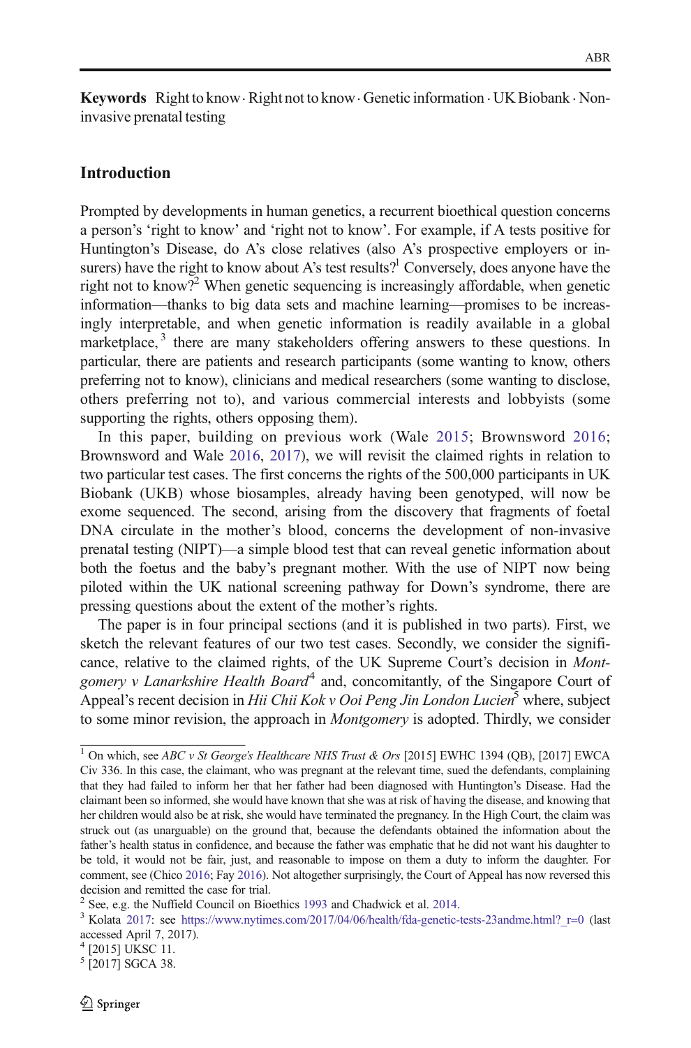**Keywords** Right to know · Right not to know · Genetic information · UK Biobank · Non-invasive prenatal testing

## Introduction

Prompted by developments in human genetics, a recurrent bioethical question concerns a person's 'right to know' and 'right not to know'. For example, if A tests positive for Huntington's Disease, do A's close relatives (also A's prospective employers or insurers) have the right to know about A's test results?[1] Conversely, does anyone have the right not to know?[2] When genetic sequencing is increasingly affordable, when genetic information—thanks to big data sets and machine learning—promises to be increasingly interpretable, and when genetic information is readily available in a global marketplace,[3] there are many stakeholders offering answers to these questions. In particular, there are patients and research participants (some wanting to know, others preferring not to know), clinicians and medical researchers (some wanting to disclose, others preferring not to), and various commercial interests and lobbyists (some supporting the rights, others opposing them).

In this paper, building on previous work (Wale 2015; Brownsword 2016; Brownsword and Wale 2016, 2017), we will revisit the claimed rights in relation to two particular test cases. The first concerns the rights of the 500,000 participants in UK Biobank (UKB) whose biosamples, already having been genotyped, will now be exome sequenced. The second, arising from the discovery that fragments of foetal DNA circulate in the mother's blood, concerns the development of non-invasive prenatal testing (NIPT)—a simple blood test that can reveal genetic information about both the foetus and the baby's pregnant mother. With the use of NIPT now being piloted within the UK national screening pathway for Down's syndrome, there are pressing questions about the extent of the mother's rights.

The paper is in four principal sections (and it is published in two parts). First, we sketch the relevant features of our two test cases. Secondly, we consider the significance, relative to the claimed rights, of the UK Supreme Court's decision in *Montgomery v Lanarkshire Health Board*[4] and, concomitantly, of the Singapore Court of Appeal's recent decision in *Hii Chii Kok v Ooi Peng Jin London Lucien*[5] where, subject to some minor revision, the approach in *Montgomery* is adopted. Thirdly, we consider

---

[1] On which, see *ABC v St George's Healthcare NHS Trust & Ors* [2015] EWHC 1394 (QB), [2017] EWCA Civ 336. In this case, the claimant, who was pregnant at the relevant time, sued the defendants, complaining that they had failed to inform her that her father had been diagnosed with Huntington's Disease. Had the claimant been so informed, she would have known that she was at risk of having the disease, and knowing that her children would also be at risk, she would have terminated the pregnancy. In the High Court, the claim was struck out (as unarguable) on the ground that, because the defendants obtained the information about the father's health status in confidence, and because the father was emphatic that he did not want his daughter to be told, it would not be fair, just, and reasonable to impose on them a duty to inform the daughter. For comment, see (Chico 2016; Fay 2016). Not altogether surprisingly, the Court of Appeal has now reversed this decision and remitted the case for trial.

[2] See, e.g. the Nuffield Council on Bioethics 1993 and Chadwick et al. 2014.

[3] Kolata 2017: see https://www.nytimes.com/2017/04/06/health/fda-genetic-tests-23andme.html?_r=0 (last accessed April 7, 2017).

[4] [2015] UKSC 11.

[5] [2017] SGCA 38.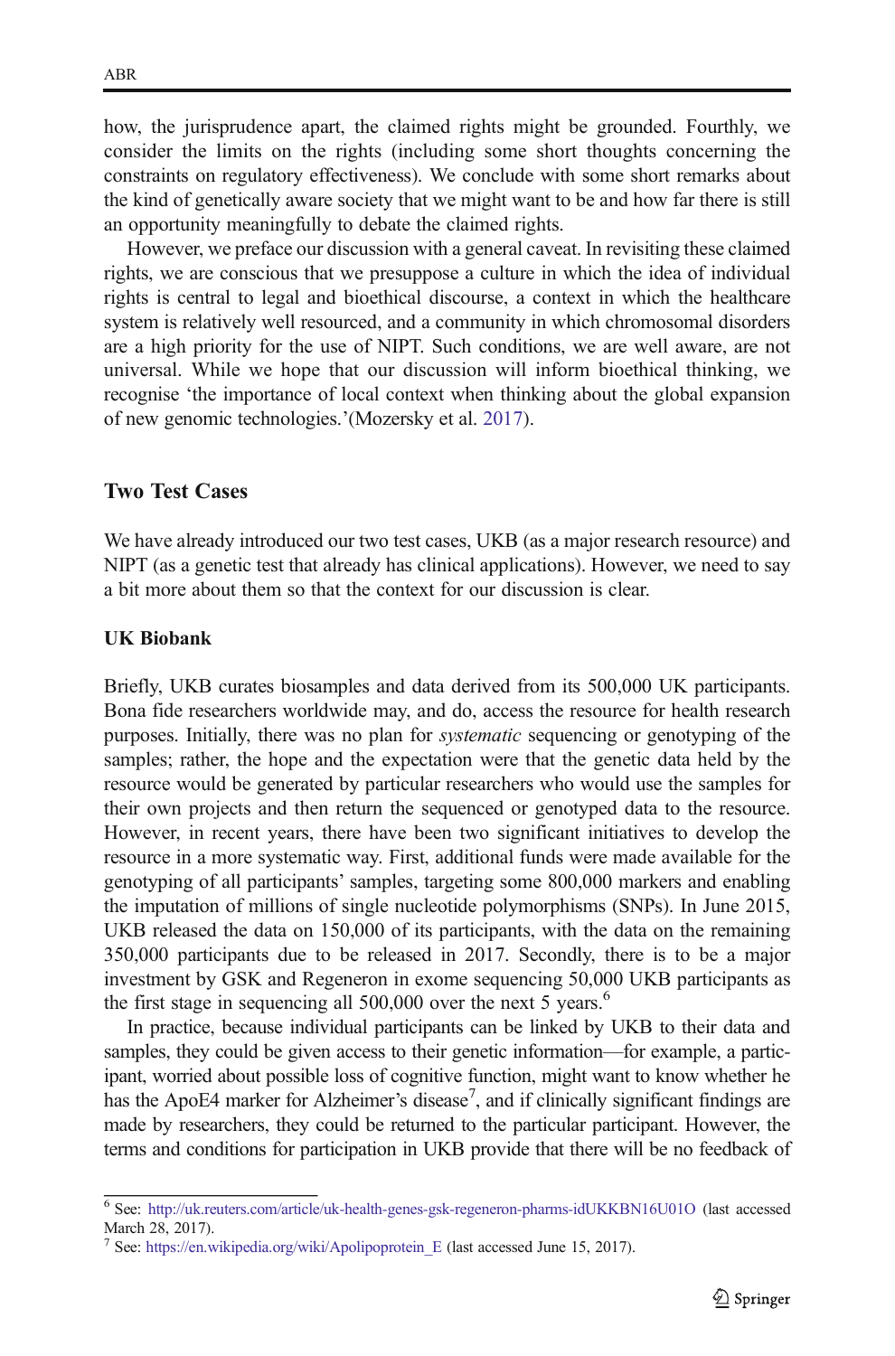how, the jurisprudence apart, the claimed rights might be grounded. Fourthly, we consider the limits on the rights (including some short thoughts concerning the constraints on regulatory effectiveness). We conclude with some short remarks about the kind of genetically aware society that we might want to be and how far there is still an opportunity meaningfully to debate the claimed rights.

However, we preface our discussion with a general caveat. In revisiting these claimed rights, we are conscious that we presuppose a culture in which the idea of individual rights is central to legal and bioethical discourse, a context in which the healthcare system is relatively well resourced, and a community in which chromosomal disorders are a high priority for the use of NIPT. Such conditions, we are well aware, are not universal. While we hope that our discussion will inform bioethical thinking, we recognise 'the importance of local context when thinking about the global expansion of new genomic technologies.'(Mozersky et al. 2017).

## Two Test Cases

We have already introduced our two test cases, UKB (as a major research resource) and NIPT (as a genetic test that already has clinical applications). However, we need to say a bit more about them so that the context for our discussion is clear.

### UK Biobank

Briefly, UKB curates biosamples and data derived from its 500,000 UK participants. Bona fide researchers worldwide may, and do, access the resource for health research purposes. Initially, there was no plan for *systematic* sequencing or genotyping of the samples; rather, the hope and the expectation were that the genetic data held by the resource would be generated by particular researchers who would use the samples for their own projects and then return the sequenced or genotyped data to the resource. However, in recent years, there have been two significant initiatives to develop the resource in a more systematic way. First, additional funds were made available for the genotyping of all participants' samples, targeting some 800,000 markers and enabling the imputation of millions of single nucleotide polymorphisms (SNPs). In June 2015, UKB released the data on 150,000 of its participants, with the data on the remaining 350,000 participants due to be released in 2017. Secondly, there is to be a major investment by GSK and Regeneron in exome sequencing 50,000 UKB participants as the first stage in sequencing all 500,000 over the next 5 years.[6]

In practice, because individual participants can be linked by UKB to their data and samples, they could be given access to their genetic information—for example, a participant, worried about possible loss of cognitive function, might want to know whether he has the ApoE4 marker for Alzheimer's disease[7], and if clinically significant findings are made by researchers, they could be returned to the particular participant. However, the terms and conditions for participation in UKB provide that there will be no feedback of

---

[6] See: http://uk.reuters.com/article/uk-health-genes-gsk-regeneron-pharms-idUKKBN16U01O (last accessed March 28, 2017).

[7] See: https://en.wikipedia.org/wiki/Apolipoprotein_E (last accessed June 15, 2017).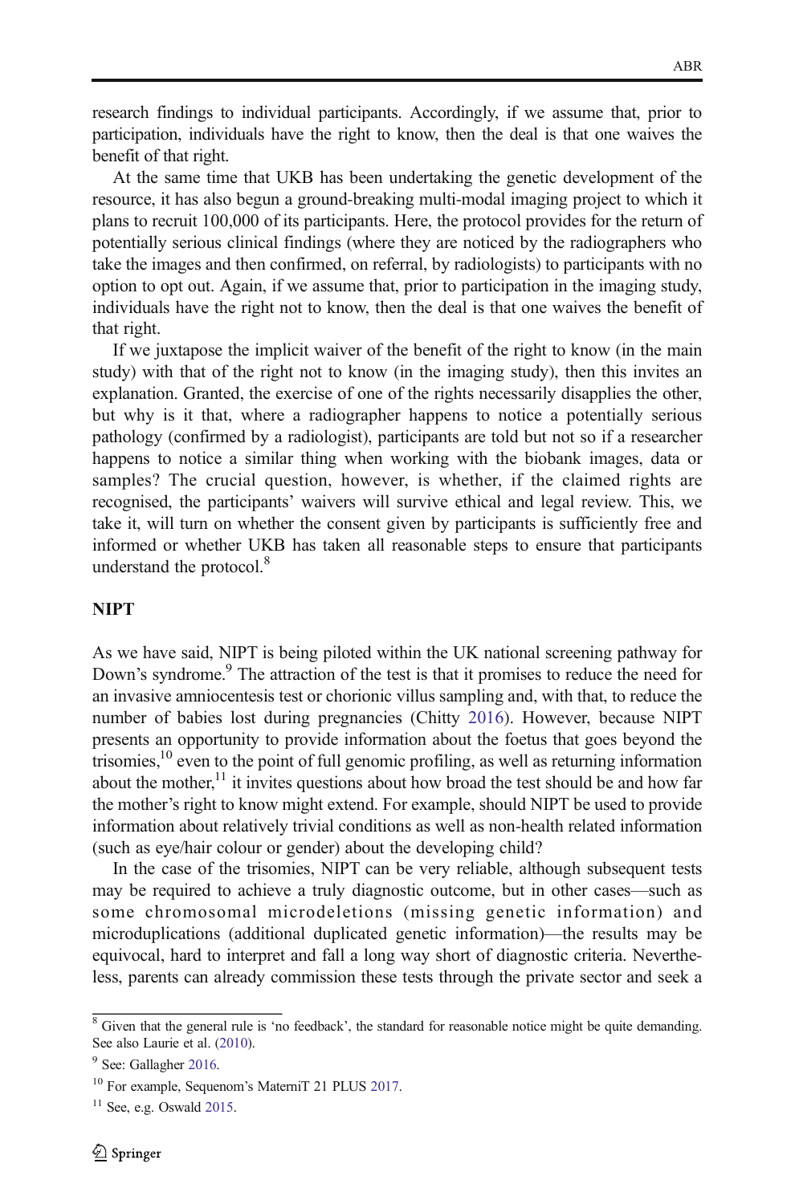research findings to individual participants. Accordingly, if we assume that, prior to participation, individuals have the right to know, then the deal is that one waives the benefit of that right.

At the same time that UKB has been undertaking the genetic development of the resource, it has also begun a ground-breaking multi-modal imaging project to which it plans to recruit 100,000 of its participants. Here, the protocol provides for the return of potentially serious clinical findings (where they are noticed by the radiographers who take the images and then confirmed, on referral, by radiologists) to participants with no option to opt out. Again, if we assume that, prior to participation in the imaging study, individuals have the right not to know, then the deal is that one waives the benefit of that right.

If we juxtapose the implicit waiver of the benefit of the right to know (in the main study) with that of the right not to know (in the imaging study), then this invites an explanation. Granted, the exercise of one of the rights necessarily disapplies the other, but why is it that, where a radiographer happens to notice a potentially serious pathology (confirmed by a radiologist), participants are told but not so if a researcher happens to notice a similar thing when working with the biobank images, data or samples? The crucial question, however, is whether, if the claimed rights are recognised, the participants' waivers will survive ethical and legal review. This, we take it, will turn on whether the consent given by participants is sufficiently free and informed or whether UKB has taken all reasonable steps to ensure that participants understand the protocol.[8]

## NIPT

As we have said, NIPT is being piloted within the UK national screening pathway for Down's syndrome.[9] The attraction of the test is that it promises to reduce the need for an invasive amniocentesis test or chorionic villus sampling and, with that, to reduce the number of babies lost during pregnancies (Chitty 2016). However, because NIPT presents an opportunity to provide information about the foetus that goes beyond the trisomies,[10] even to the point of full genomic profiling, as well as returning information about the mother,[11] it invites questions about how broad the test should be and how far the mother's right to know might extend. For example, should NIPT be used to provide information about relatively trivial conditions as well as non-health related information (such as eye/hair colour or gender) about the developing child?

In the case of the trisomies, NIPT can be very reliable, although subsequent tests may be required to achieve a truly diagnostic outcome, but in other cases—such as some chromosomal microdeletions (missing genetic information) and microduplications (additional duplicated genetic information)—the results may be equivocal, hard to interpret and fall a long way short of diagnostic criteria. Nevertheless, parents can already commission these tests through the private sector and seek a

---

[8] Given that the general rule is 'no feedback', the standard for reasonable notice might be quite demanding. See also Laurie et al. (2010).

[9] See: Gallagher 2016.

[10] For example, Sequenom's MaterniT 21 PLUS 2017.

[11] See, e.g. Oswald 2015.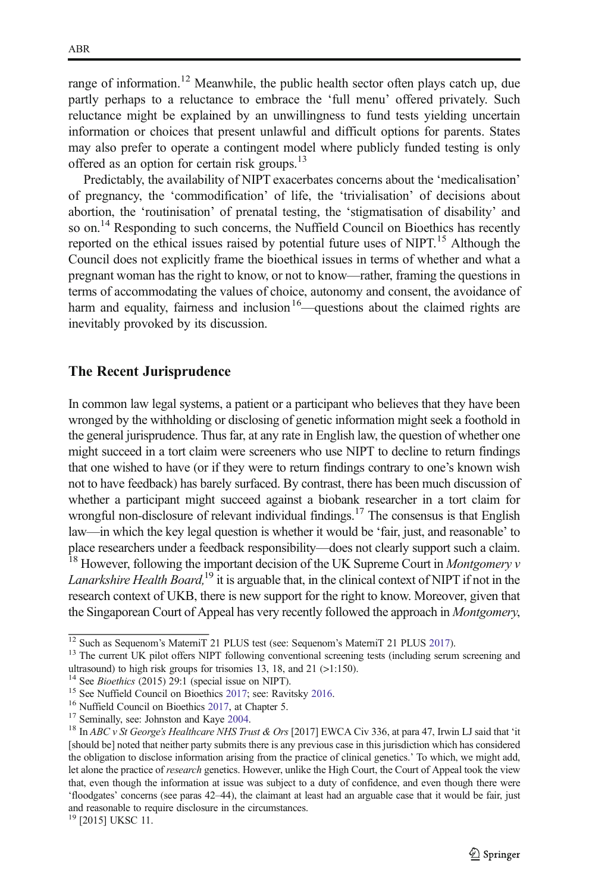range of information.[12] Meanwhile, the public health sector often plays catch up, due partly perhaps to a reluctance to embrace the 'full menu' offered privately. Such reluctance might be explained by an unwillingness to fund tests yielding uncertain information or choices that present unlawful and difficult options for parents. States may also prefer to operate a contingent model where publicly funded testing is only offered as an option for certain risk groups.[13]

Predictably, the availability of NIPT exacerbates concerns about the 'medicalisation' of pregnancy, the 'commodification' of life, the 'trivialisation' of decisions about abortion, the 'routinisation' of prenatal testing, the 'stigmatisation of disability' and so on.[14] Responding to such concerns, the Nuffield Council on Bioethics has recently reported on the ethical issues raised by potential future uses of NIPT.[15] Although the Council does not explicitly frame the bioethical issues in terms of whether and what a pregnant woman has the right to know, or not to know—rather, framing the questions in terms of accommodating the values of choice, autonomy and consent, the avoidance of harm and equality, fairness and inclusion[16]—questions about the claimed rights are inevitably provoked by its discussion.

## The Recent Jurisprudence

In common law legal systems, a patient or a participant who believes that they have been wronged by the withholding or disclosing of genetic information might seek a foothold in the general jurisprudence. Thus far, at any rate in English law, the question of whether one might succeed in a tort claim were screeners who use NIPT to decline to return findings that one wished to have (or if they were to return findings contrary to one's known wish not to have feedback) has barely surfaced. By contrast, there has been much discussion of whether a participant might succeed against a biobank researcher in a tort claim for wrongful non-disclosure of relevant individual findings.[17] The consensus is that English law—in which the key legal question is whether it would be 'fair, just, and reasonable' to place researchers under a feedback responsibility—does not clearly support such a claim.[18] However, following the important decision of the UK Supreme Court in *Montgomery v Lanarkshire Health Board,*[19] it is arguable that, in the clinical context of NIPT if not in the research context of UKB, there is new support for the right to know. Moreover, given that the Singaporean Court of Appeal has very recently followed the approach in *Montgomery*,

---

[12] Such as Sequenom's MaterniT 21 PLUS test (see: Sequenom's MaterniT 21 PLUS 2017).

[13] The current UK pilot offers NIPT following conventional screening tests (including serum screening and ultrasound) to high risk groups for trisomies 13, 18, and 21 (>1:150).

[14] See *Bioethics* (2015) 29:1 (special issue on NIPT).

[15] See Nuffield Council on Bioethics 2017; see: Ravitsky 2016.

[16] Nuffield Council on Bioethics 2017, at Chapter 5.

[17] Seminally, see: Johnston and Kaye 2004.

[18] In *ABC v St George's Healthcare NHS Trust & Ors* [2017] EWCA Civ 336, at para 47, Irwin LJ said that 'it [should be] noted that neither party submits there is any previous case in this jurisdiction which has considered the obligation to disclose information arising from the practice of clinical genetics.' To which, we might add, let alone the practice of *research* genetics. However, unlike the High Court, the Court of Appeal took the view that, even though the information at issue was subject to a duty of confidence, and even though there were 'floodgates' concerns (see paras 42–44), the claimant at least had an arguable case that it would be fair, just and reasonable to require disclosure in the circumstances.

[19] [2015] UKSC 11.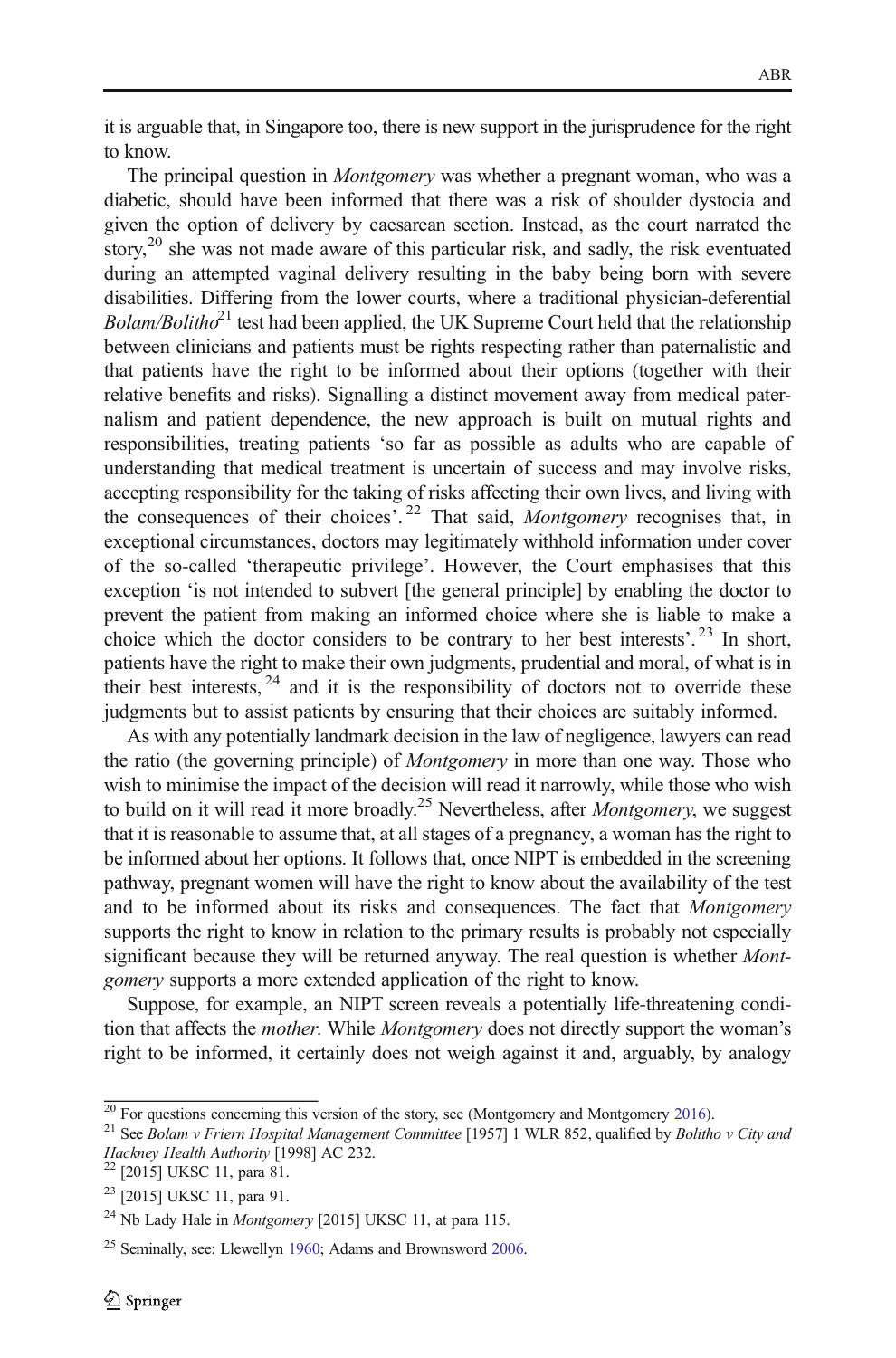it is arguable that, in Singapore too, there is new support in the jurisprudence for the right to know.

The principal question in *Montgomery* was whether a pregnant woman, who was a diabetic, should have been informed that there was a risk of shoulder dystocia and given the option of delivery by caesarean section. Instead, as the court narrated the story,[20] she was not made aware of this particular risk, and sadly, the risk eventuated during an attempted vaginal delivery resulting in the baby being born with severe disabilities. Differing from the lower courts, where a traditional physician-deferential *Bolam/Bolitho*[21] test had been applied, the UK Supreme Court held that the relationship between clinicians and patients must be rights respecting rather than paternalistic and that patients have the right to be informed about their options (together with their relative benefits and risks). Signalling a distinct movement away from medical paternalism and patient dependence, the new approach is built on mutual rights and responsibilities, treating patients 'so far as possible as adults who are capable of understanding that medical treatment is uncertain of success and may involve risks, accepting responsibility for the taking of risks affecting their own lives, and living with the consequences of their choices'.[22] That said, *Montgomery* recognises that, in exceptional circumstances, doctors may legitimately withhold information under cover of the so-called 'therapeutic privilege'. However, the Court emphasises that this exception 'is not intended to subvert [the general principle] by enabling the doctor to prevent the patient from making an informed choice where she is liable to make a choice which the doctor considers to be contrary to her best interests'.[23] In short, patients have the right to make their own judgments, prudential and moral, of what is in their best interests,[24] and it is the responsibility of doctors not to override these judgments but to assist patients by ensuring that their choices are suitably informed.

As with any potentially landmark decision in the law of negligence, lawyers can read the ratio (the governing principle) of *Montgomery* in more than one way. Those who wish to minimise the impact of the decision will read it narrowly, while those who wish to build on it will read it more broadly.[25] Nevertheless, after *Montgomery*, we suggest that it is reasonable to assume that, at all stages of a pregnancy, a woman has the right to be informed about her options. It follows that, once NIPT is embedded in the screening pathway, pregnant women will have the right to know about the availability of the test and to be informed about its risks and consequences. The fact that *Montgomery* supports the right to know in relation to the primary results is probably not especially significant because they will be returned anyway. The real question is whether *Montgomery* supports a more extended application of the right to know.

Suppose, for example, an NIPT screen reveals a potentially life-threatening condition that affects the *mother*. While *Montgomery* does not directly support the woman's right to be informed, it certainly does not weigh against it and, arguably, by analogy

---

[20] For questions concerning this version of the story, see (Montgomery and Montgomery 2016).

[21] See *Bolam v Friern Hospital Management Committee* [1957] 1 WLR 852, qualified by *Bolitho v City and Hackney Health Authority* [1998] AC 232.

[22] [2015] UKSC 11, para 81.

[23] [2015] UKSC 11, para 91.

[24] Nb Lady Hale in *Montgomery* [2015] UKSC 11, at para 115.

[25] Seminally, see: Llewellyn 1960; Adams and Brownsword 2006.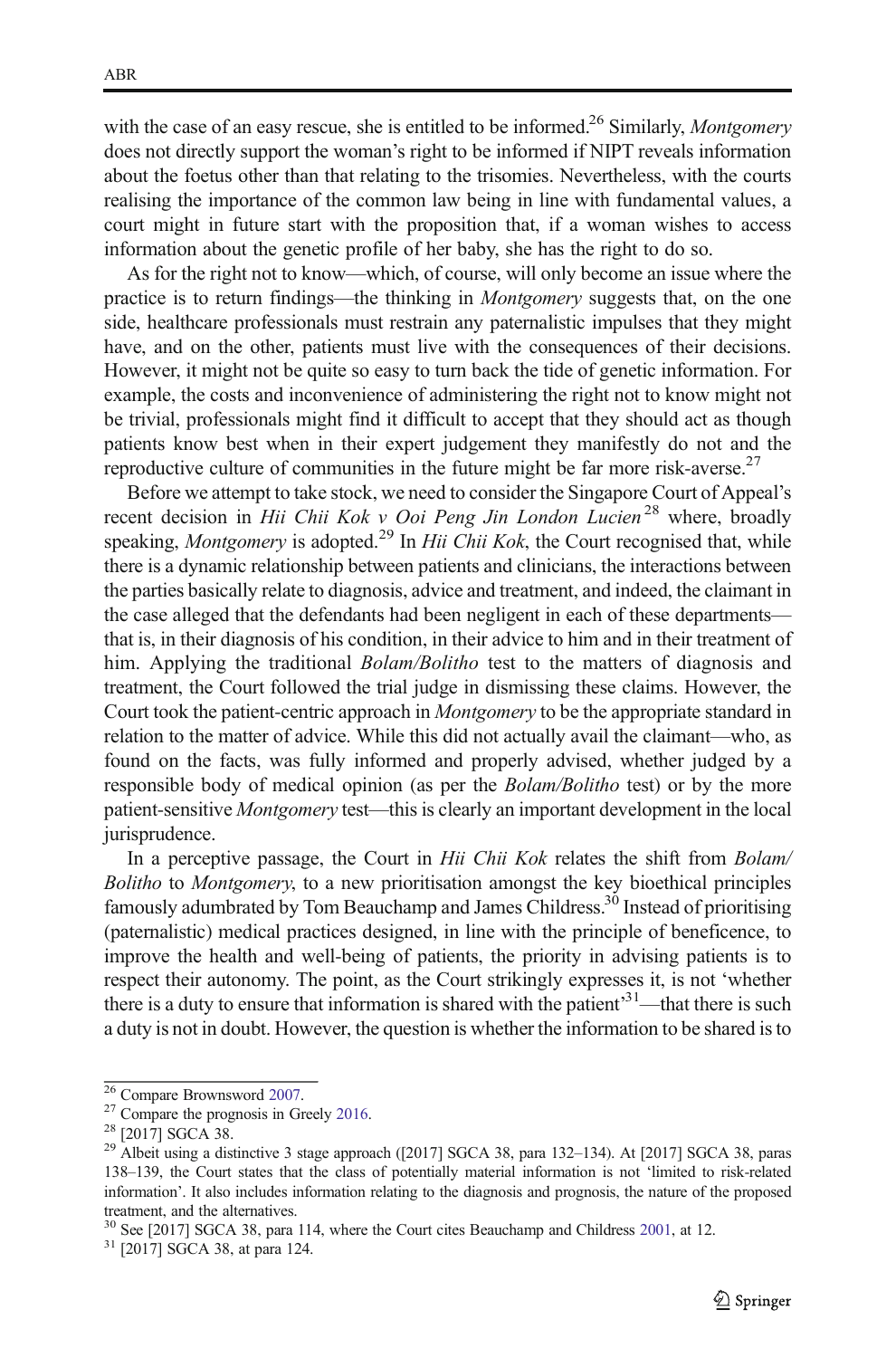with the case of an easy rescue, she is entitled to be informed.[26] Similarly, *Montgomery* does not directly support the woman's right to be informed if NIPT reveals information about the foetus other than that relating to the trisomies. Nevertheless, with the courts realising the importance of the common law being in line with fundamental values, a court might in future start with the proposition that, if a woman wishes to access information about the genetic profile of her baby, she has the right to do so.

As for the right not to know—which, of course, will only become an issue where the practice is to return findings—the thinking in *Montgomery* suggests that, on the one side, healthcare professionals must restrain any paternalistic impulses that they might have, and on the other, patients must live with the consequences of their decisions. However, it might not be quite so easy to turn back the tide of genetic information. For example, the costs and inconvenience of administering the right not to know might not be trivial, professionals might find it difficult to accept that they should act as though patients know best when in their expert judgement they manifestly do not and the reproductive culture of communities in the future might be far more risk-averse.[27]

Before we attempt to take stock, we need to consider the Singapore Court of Appeal's recent decision in *Hii Chii Kok v Ooi Peng Jin London Lucien*[28] where, broadly speaking, *Montgomery* is adopted.[29] In *Hii Chii Kok*, the Court recognised that, while there is a dynamic relationship between patients and clinicians, the interactions between the parties basically relate to diagnosis, advice and treatment, and indeed, the claimant in the case alleged that the defendants had been negligent in each of these departments—that is, in their diagnosis of his condition, in their advice to him and in their treatment of him. Applying the traditional *Bolam/Bolitho* test to the matters of diagnosis and treatment, the Court followed the trial judge in dismissing these claims. However, the Court took the patient-centric approach in *Montgomery* to be the appropriate standard in relation to the matter of advice. While this did not actually avail the claimant—who, as found on the facts, was fully informed and properly advised, whether judged by a responsible body of medical opinion (as per the *Bolam/Bolitho* test) or by the more patient-sensitive *Montgomery* test—this is clearly an important development in the local jurisprudence.

In a perceptive passage, the Court in *Hii Chii Kok* relates the shift from *Bolam/Bolitho* to *Montgomery*, to a new prioritisation amongst the key bioethical principles famously adumbrated by Tom Beauchamp and James Childress.[30] Instead of prioritising (paternalistic) medical practices designed, in line with the principle of beneficence, to improve the health and well-being of patients, the priority in advising patients is to respect their autonomy. The point, as the Court strikingly expresses it, is not 'whether there is a duty to ensure that information is shared with the patient'[31]—that there is such a duty is not in doubt. However, the question is whether the information to be shared is to

---

[26] Compare Brownsword 2007.

[27] Compare the prognosis in Greely 2016.

[28] [2017] SGCA 38.

[29] Albeit using a distinctive 3 stage approach ([2017] SGCA 38, para 132–134). At [2017] SGCA 38, paras 138–139, the Court states that the class of potentially material information is not 'limited to risk-related information'. It also includes information relating to the diagnosis and prognosis, the nature of the proposed treatment, and the alternatives.

[30] See [2017] SGCA 38, para 114, where the Court cites Beauchamp and Childress 2001, at 12.

[31] [2017] SGCA 38, at para 124.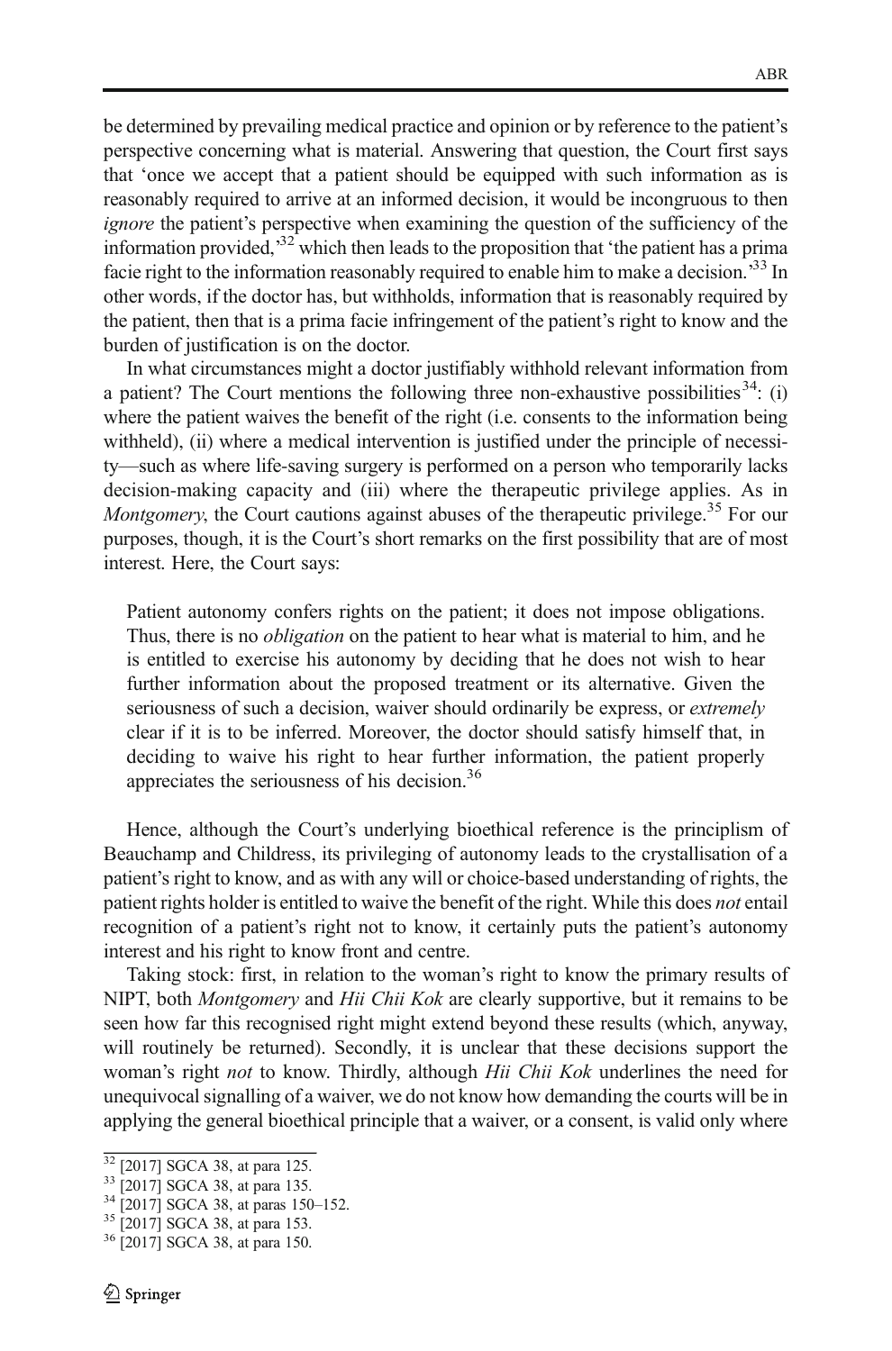be determined by prevailing medical practice and opinion or by reference to the patient's perspective concerning what is material. Answering that question, the Court first says that 'once we accept that a patient should be equipped with such information as is reasonably required to arrive at an informed decision, it would be incongruous to then *ignore* the patient's perspective when examining the question of the sufficiency of the information provided,'[32] which then leads to the proposition that 'the patient has a prima facie right to the information reasonably required to enable him to make a decision.'[33] In other words, if the doctor has, but withholds, information that is reasonably required by the patient, then that is a prima facie infringement of the patient's right to know and the burden of justification is on the doctor.

In what circumstances might a doctor justifiably withhold relevant information from a patient? The Court mentions the following three non-exhaustive possibilities[34]: (i) where the patient waives the benefit of the right (i.e. consents to the information being withheld), (ii) where a medical intervention is justified under the principle of necessity—such as where life-saving surgery is performed on a person who temporarily lacks decision-making capacity and (iii) where the therapeutic privilege applies. As in *Montgomery*, the Court cautions against abuses of the therapeutic privilege.[35] For our purposes, though, it is the Court's short remarks on the first possibility that are of most interest. Here, the Court says:

> Patient autonomy confers rights on the patient; it does not impose obligations. Thus, there is no *obligation* on the patient to hear what is material to him, and he is entitled to exercise his autonomy by deciding that he does not wish to hear further information about the proposed treatment or its alternative. Given the seriousness of such a decision, waiver should ordinarily be express, or *extremely* clear if it is to be inferred. Moreover, the doctor should satisfy himself that, in deciding to waive his right to hear further information, the patient properly appreciates the seriousness of his decision.[36]

Hence, although the Court's underlying bioethical reference is the principlism of Beauchamp and Childress, its privileging of autonomy leads to the crystallisation of a patient's right to know, and as with any will or choice-based understanding of rights, the patient rights holder is entitled to waive the benefit of the right. While this does *not* entail recognition of a patient's right not to know, it certainly puts the patient's autonomy interest and his right to know front and centre.

Taking stock: first, in relation to the woman's right to know the primary results of NIPT, both *Montgomery* and *Hii Chii Kok* are clearly supportive, but it remains to be seen how far this recognised right might extend beyond these results (which, anyway, will routinely be returned). Secondly, it is unclear that these decisions support the woman's right *not* to know. Thirdly, although *Hii Chii Kok* underlines the need for unequivocal signalling of a waiver, we do not know how demanding the courts will be in applying the general bioethical principle that a waiver, or a consent, is valid only where

[32] [2017] SGCA 38, at para 125.

[33] [2017] SGCA 38, at para 135.

[34] [2017] SGCA 38, at paras 150–152.

[35] [2017] SGCA 38, at para 153.

[36] [2017] SGCA 38, at para 150.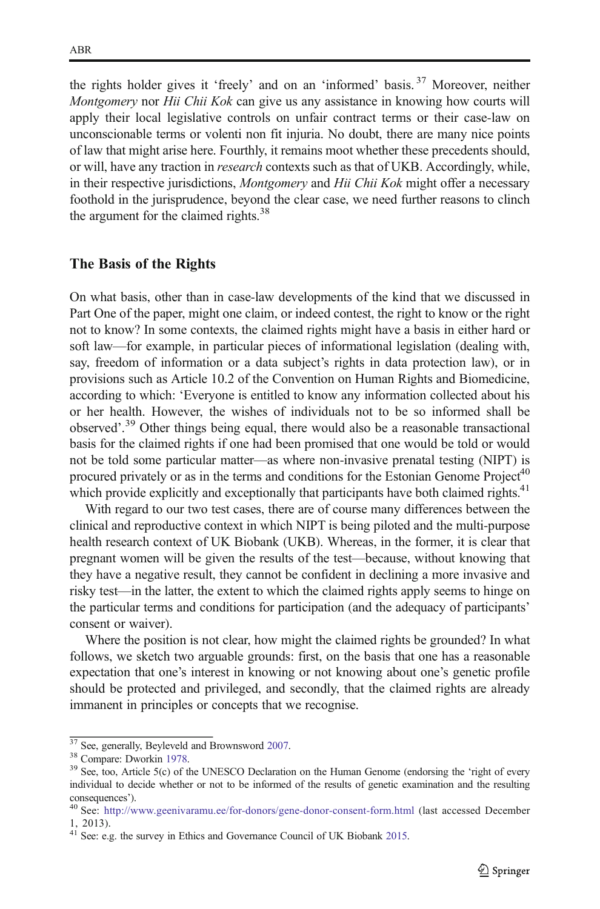the rights holder gives it 'freely' and on an 'informed' basis.[37] Moreover, neither *Montgomery* nor *Hii Chii Kok* can give us any assistance in knowing how courts will apply their local legislative controls on unfair contract terms or their case-law on unconscionable terms or volenti non fit injuria. No doubt, there are many nice points of law that might arise here. Fourthly, it remains moot whether these precedents should, or will, have any traction in *research* contexts such as that of UKB. Accordingly, while, in their respective jurisdictions, *Montgomery* and *Hii Chii Kok* might offer a necessary foothold in the jurisprudence, beyond the clear case, we need further reasons to clinch the argument for the claimed rights.[38]

## The Basis of the Rights

On what basis, other than in case-law developments of the kind that we discussed in Part One of the paper, might one claim, or indeed contest, the right to know or the right not to know? In some contexts, the claimed rights might have a basis in either hard or soft law—for example, in particular pieces of informational legislation (dealing with, say, freedom of information or a data subject's rights in data protection law), or in provisions such as Article 10.2 of the Convention on Human Rights and Biomedicine, according to which: 'Everyone is entitled to know any information collected about his or her health. However, the wishes of individuals not to be so informed shall be observed'.[39] Other things being equal, there would also be a reasonable transactional basis for the claimed rights if one had been promised that one would be told or would not be told some particular matter—as where non-invasive prenatal testing (NIPT) is procured privately or as in the terms and conditions for the Estonian Genome Project[40] which provide explicitly and exceptionally that participants have both claimed rights.[41]

With regard to our two test cases, there are of course many differences between the clinical and reproductive context in which NIPT is being piloted and the multi-purpose health research context of UK Biobank (UKB). Whereas, in the former, it is clear that pregnant women will be given the results of the test—because, without knowing that they have a negative result, they cannot be confident in declining a more invasive and risky test—in the latter, the extent to which the claimed rights apply seems to hinge on the particular terms and conditions for participation (and the adequacy of participants' consent or waiver).

Where the position is not clear, how might the claimed rights be grounded? In what follows, we sketch two arguable grounds: first, on the basis that one has a reasonable expectation that one's interest in knowing or not knowing about one's genetic profile should be protected and privileged, and secondly, that the claimed rights are already immanent in principles or concepts that we recognise.

---

[37] See, generally, Beyleveld and Brownsword 2007.

[38] Compare: Dworkin 1978.

[39] See, too, Article 5(c) of the UNESCO Declaration on the Human Genome (endorsing the 'right of every individual to decide whether or not to be informed of the results of genetic examination and the resulting consequences').

[40] See: http://www.geenivaramu.ee/for-donors/gene-donor-consent-form.html (last accessed December 1, 2013).

[41] See: e.g. the survey in Ethics and Governance Council of UK Biobank 2015.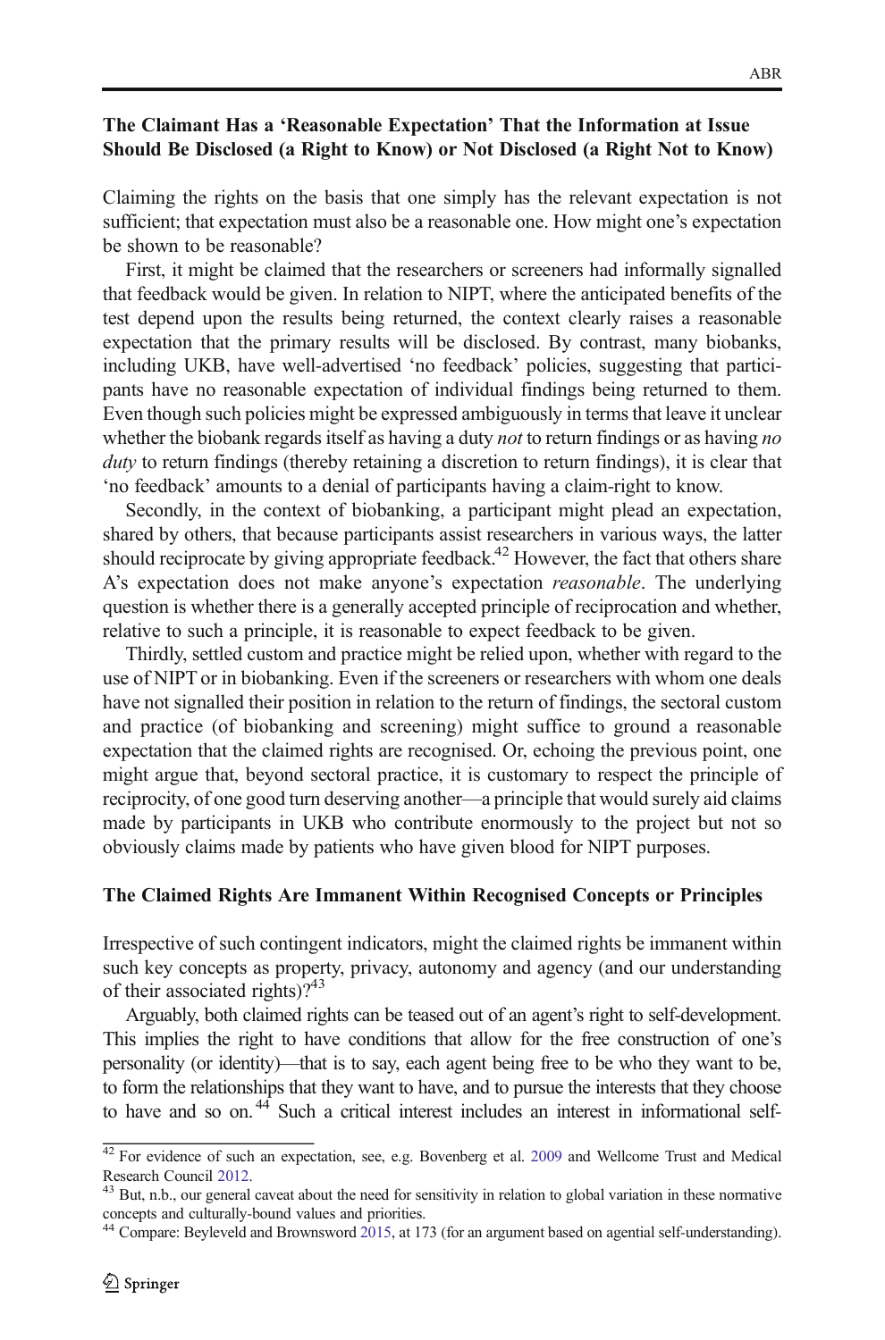### The Claimant Has a 'Reasonable Expectation' That the Information at Issue Should Be Disclosed (a Right to Know) or Not Disclosed (a Right Not to Know)

Claiming the rights on the basis that one simply has the relevant expectation is not sufficient; that expectation must also be a reasonable one. How might one's expectation be shown to be reasonable?

First, it might be claimed that the researchers or screeners had informally signalled that feedback would be given. In relation to NIPT, where the anticipated benefits of the test depend upon the results being returned, the context clearly raises a reasonable expectation that the primary results will be disclosed. By contrast, many biobanks, including UKB, have well-advertised 'no feedback' policies, suggesting that participants have no reasonable expectation of individual findings being returned to them. Even though such policies might be expressed ambiguously in terms that leave it unclear whether the biobank regards itself as having a duty *not* to return findings or as having *no duty* to return findings (thereby retaining a discretion to return findings), it is clear that 'no feedback' amounts to a denial of participants having a claim-right to know.

Secondly, in the context of biobanking, a participant might plead an expectation, shared by others, that because participants assist researchers in various ways, the latter should reciprocate by giving appropriate feedback.[42] However, the fact that others share A's expectation does not make anyone's expectation *reasonable*. The underlying question is whether there is a generally accepted principle of reciprocation and whether, relative to such a principle, it is reasonable to expect feedback to be given.

Thirdly, settled custom and practice might be relied upon, whether with regard to the use of NIPT or in biobanking. Even if the screeners or researchers with whom one deals have not signalled their position in relation to the return of findings, the sectoral custom and practice (of biobanking and screening) might suffice to ground a reasonable expectation that the claimed rights are recognised. Or, echoing the previous point, one might argue that, beyond sectoral practice, it is customary to respect the principle of reciprocity, of one good turn deserving another—a principle that would surely aid claims made by participants in UKB who contribute enormously to the project but not so obviously claims made by patients who have given blood for NIPT purposes.

### The Claimed Rights Are Immanent Within Recognised Concepts or Principles

Irrespective of such contingent indicators, might the claimed rights be immanent within such key concepts as property, privacy, autonomy and agency (and our understanding of their associated rights)?[43]

Arguably, both claimed rights can be teased out of an agent's right to self-development. This implies the right to have conditions that allow for the free construction of one's personality (or identity)—that is to say, each agent being free to be who they want to be, to form the relationships that they want to have, and to pursue the interests that they choose to have and so on.[44] Such a critical interest includes an interest in informational self-

---

[42] For evidence of such an expectation, see, e.g. Bovenberg et al. 2009 and Wellcome Trust and Medical Research Council 2012.

[43] But, n.b., our general caveat about the need for sensitivity in relation to global variation in these normative concepts and culturally-bound values and priorities.

[44] Compare: Beyleveld and Brownsword 2015, at 173 (for an argument based on agential self-understanding).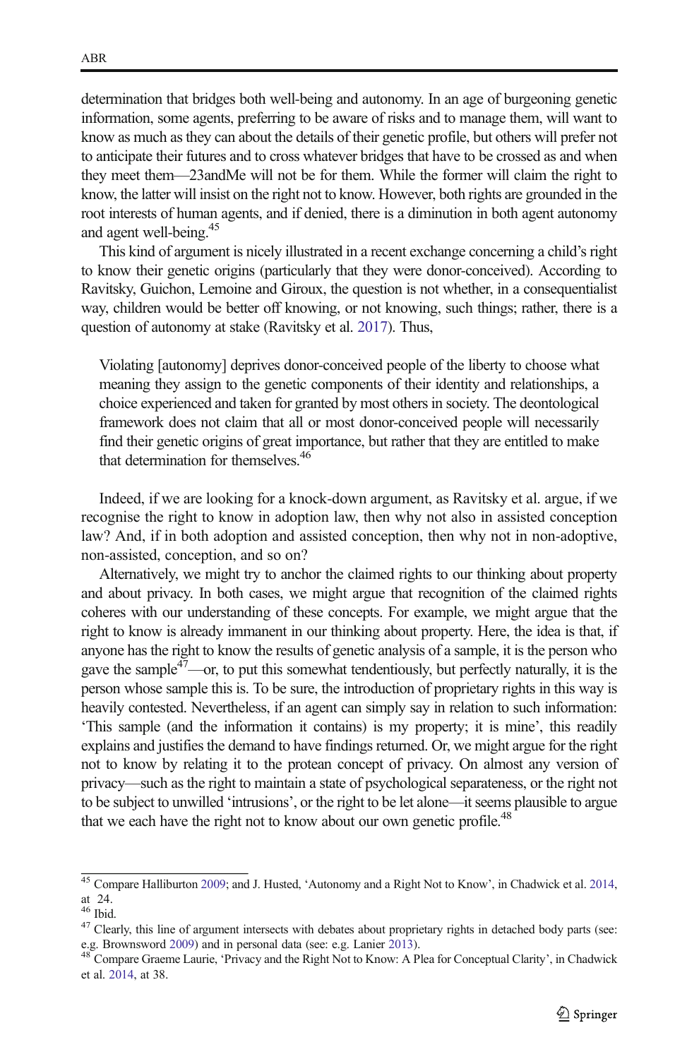determination that bridges both well-being and autonomy. In an age of burgeoning genetic information, some agents, preferring to be aware of risks and to manage them, will want to know as much as they can about the details of their genetic profile, but others will prefer not to anticipate their futures and to cross whatever bridges that have to be crossed as and when they meet them—23andMe will not be for them. While the former will claim the right to know, the latter will insist on the right not to know. However, both rights are grounded in the root interests of human agents, and if denied, there is a diminution in both agent autonomy and agent well-being.[45]

This kind of argument is nicely illustrated in a recent exchange concerning a child's right to know their genetic origins (particularly that they were donor-conceived). According to Ravitsky, Guichon, Lemoine and Giroux, the question is not whether, in a consequentialist way, children would be better off knowing, or not knowing, such things; rather, there is a question of autonomy at stake (Ravitsky et al. 2017). Thus,

> Violating [autonomy] deprives donor-conceived people of the liberty to choose what meaning they assign to the genetic components of their identity and relationships, a choice experienced and taken for granted by most others in society. The deontological framework does not claim that all or most donor-conceived people will necessarily find their genetic origins of great importance, but rather that they are entitled to make that determination for themselves.[46]

Indeed, if we are looking for a knock-down argument, as Ravitsky et al. argue, if we recognise the right to know in adoption law, then why not also in assisted conception law? And, if in both adoption and assisted conception, then why not in non-adoptive, non-assisted, conception, and so on?

Alternatively, we might try to anchor the claimed rights to our thinking about property and about privacy. In both cases, we might argue that recognition of the claimed rights coheres with our understanding of these concepts. For example, we might argue that the right to know is already immanent in our thinking about property. Here, the idea is that, if anyone has the right to know the results of genetic analysis of a sample, it is the person who gave the sample[47]—or, to put this somewhat tendentiously, but perfectly naturally, it is the person whose sample this is. To be sure, the introduction of proprietary rights in this way is heavily contested. Nevertheless, if an agent can simply say in relation to such information: 'This sample (and the information it contains) is my property; it is mine', this readily explains and justifies the demand to have findings returned. Or, we might argue for the right not to know by relating it to the protean concept of privacy. On almost any version of privacy—such as the right to maintain a state of psychological separateness, or the right not to be subject to unwilled 'intrusions', or the right to be let alone—it seems plausible to argue that we each have the right not to know about our own genetic profile.[48]

---

[45] Compare Halliburton 2009; and J. Husted, 'Autonomy and a Right Not to Know', in Chadwick et al. 2014, at 24.

[46] Ibid.

[47] Clearly, this line of argument intersects with debates about proprietary rights in detached body parts (see: e.g. Brownsword 2009) and in personal data (see: e.g. Lanier 2013).

[48] Compare Graeme Laurie, 'Privacy and the Right Not to Know: A Plea for Conceptual Clarity', in Chadwick et al. 2014, at 38.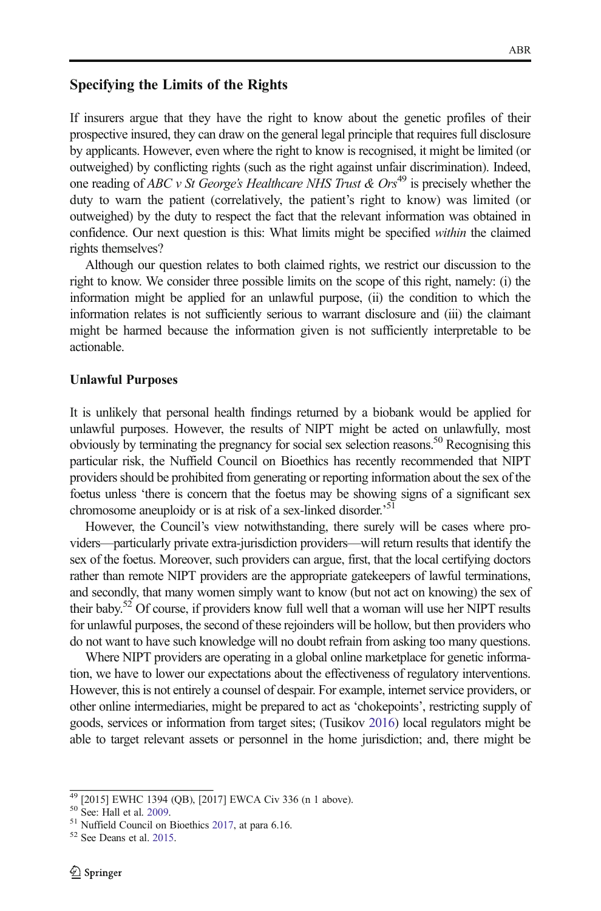## Specifying the Limits of the Rights

If insurers argue that they have the right to know about the genetic profiles of their prospective insured, they can draw on the general legal principle that requires full disclosure by applicants. However, even where the right to know is recognised, it might be limited (or outweighed) by conflicting rights (such as the right against unfair discrimination). Indeed, one reading of *ABC v St George's Healthcare NHS Trust & Ors*[49] is precisely whether the duty to warn the patient (correlatively, the patient's right to know) was limited (or outweighed) by the duty to respect the fact that the relevant information was obtained in confidence. Our next question is this: What limits might be specified *within* the claimed rights themselves?

Although our question relates to both claimed rights, we restrict our discussion to the right to know. We consider three possible limits on the scope of this right, namely: (i) the information might be applied for an unlawful purpose, (ii) the condition to which the information relates is not sufficiently serious to warrant disclosure and (iii) the claimant might be harmed because the information given is not sufficiently interpretable to be actionable.

### Unlawful Purposes

It is unlikely that personal health findings returned by a biobank would be applied for unlawful purposes. However, the results of NIPT might be acted on unlawfully, most obviously by terminating the pregnancy for social sex selection reasons.[50] Recognising this particular risk, the Nuffield Council on Bioethics has recently recommended that NIPT providers should be prohibited from generating or reporting information about the sex of the foetus unless 'there is concern that the foetus may be showing signs of a significant sex chromosome aneuploidy or is at risk of a sex-linked disorder.'[51]

However, the Council's view notwithstanding, there surely will be cases where providers—particularly private extra-jurisdiction providers—will return results that identify the sex of the foetus. Moreover, such providers can argue, first, that the local certifying doctors rather than remote NIPT providers are the appropriate gatekeepers of lawful terminations, and secondly, that many women simply want to know (but not act on knowing) the sex of their baby.[52] Of course, if providers know full well that a woman will use her NIPT results for unlawful purposes, the second of these rejoinders will be hollow, but then providers who do not want to have such knowledge will no doubt refrain from asking too many questions.

Where NIPT providers are operating in a global online marketplace for genetic information, we have to lower our expectations about the effectiveness of regulatory interventions. However, this is not entirely a counsel of despair. For example, internet service providers, or other online intermediaries, might be prepared to act as 'chokepoints', restricting supply of goods, services or information from target sites; (Tusikov 2016) local regulators might be able to target relevant assets or personnel in the home jurisdiction; and, there might be

---

[49] [2015] EWHC 1394 (QB), [2017] EWCA Civ 336 (n 1 above).

[50] See: Hall et al. 2009.

[51] Nuffield Council on Bioethics 2017, at para 6.16.

[52] See Deans et al. 2015.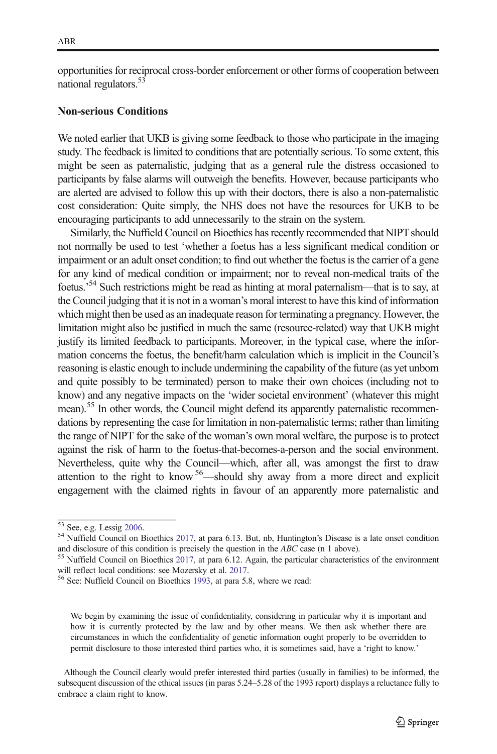opportunities for reciprocal cross-border enforcement or other forms of cooperation between national regulators.[53]

### Non-serious Conditions

We noted earlier that UKB is giving some feedback to those who participate in the imaging study. The feedback is limited to conditions that are potentially serious. To some extent, this might be seen as paternalistic, judging that as a general rule the distress occasioned to participants by false alarms will outweigh the benefits. However, because participants who are alerted are advised to follow this up with their doctors, there is also a non-paternalistic cost consideration: Quite simply, the NHS does not have the resources for UKB to be encouraging participants to add unnecessarily to the strain on the system.

Similarly, the Nuffield Council on Bioethics has recently recommended that NIPT should not normally be used to test 'whether a foetus has a less significant medical condition or impairment or an adult onset condition; to find out whether the foetus is the carrier of a gene for any kind of medical condition or impairment; nor to reveal non-medical traits of the foetus.'[54] Such restrictions might be read as hinting at moral paternalism—that is to say, at the Council judging that it is not in a woman's moral interest to have this kind of information which might then be used as an inadequate reason for terminating a pregnancy. However, the limitation might also be justified in much the same (resource-related) way that UKB might justify its limited feedback to participants. Moreover, in the typical case, where the information concerns the foetus, the benefit/harm calculation which is implicit in the Council's reasoning is elastic enough to include undermining the capability of the future (as yet unborn and quite possibly to be terminated) person to make their own choices (including not to know) and any negative impacts on the 'wider societal environment' (whatever this might mean).[55] In other words, the Council might defend its apparently paternalistic recommendations by representing the case for limitation in non-paternalistic terms; rather than limiting the range of NIPT for the sake of the woman's own moral welfare, the purpose is to protect against the risk of harm to the foetus-that-becomes-a-person and the social environment. Nevertheless, quite why the Council—which, after all, was amongst the first to draw attention to the right to know[56]—should shy away from a more direct and explicit engagement with the claimed rights in favour of an apparently more paternalistic and

---

[53] See, e.g. Lessig 2006.

[54] Nuffield Council on Bioethics 2017, at para 6.13. But, nb, Huntington's Disease is a late onset condition and disclosure of this condition is precisely the question in the *ABC* case (n 1 above).

[55] Nuffield Council on Bioethics 2017, at para 6.12. Again, the particular characteristics of the environment will reflect local conditions: see Mozersky et al. 2017.

[56] See: Nuffield Council on Bioethics 1993, at para 5.8, where we read:

> We begin by examining the issue of confidentiality, considering in particular why it is important and how it is currently protected by the law and by other means. We then ask whether there are circumstances in which the confidentiality of genetic information ought properly to be overridden to permit disclosure to those interested third parties who, it is sometimes said, have a 'right to know.'

Although the Council clearly would prefer interested third parties (usually in families) to be informed, the subsequent discussion of the ethical issues (in paras 5.24–5.28 of the 1993 report) displays a reluctance fully to embrace a claim right to know.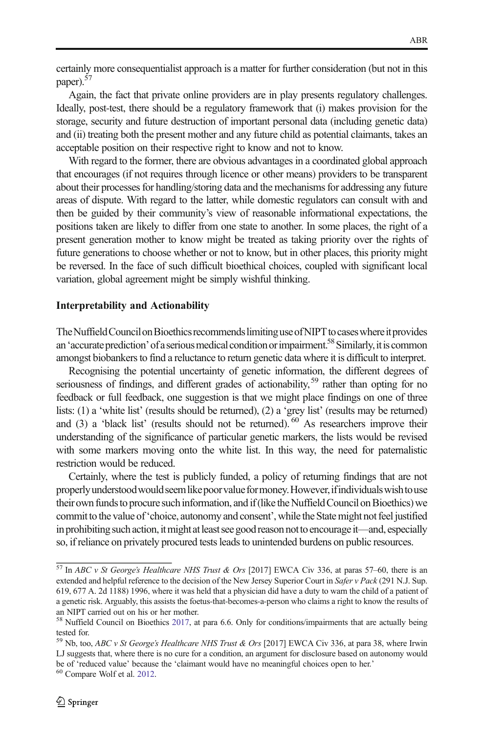certainly more consequentialist approach is a matter for further consideration (but not in this paper).[57]

Again, the fact that private online providers are in play presents regulatory challenges. Ideally, post-test, there should be a regulatory framework that (i) makes provision for the storage, security and future destruction of important personal data (including genetic data) and (ii) treating both the present mother and any future child as potential claimants, takes an acceptable position on their respective right to know and not to know.

With regard to the former, there are obvious advantages in a coordinated global approach that encourages (if not requires through licence or other means) providers to be transparent about their processes for handling/storing data and the mechanisms for addressing any future areas of dispute. With regard to the latter, while domestic regulators can consult with and then be guided by their community's view of reasonable informational expectations, the positions taken are likely to differ from one state to another. In some places, the right of a present generation mother to know might be treated as taking priority over the rights of future generations to choose whether or not to know, but in other places, this priority might be reversed. In the face of such difficult bioethical choices, coupled with significant local variation, global agreement might be simply wishful thinking.

### Interpretability and Actionability

The Nuffield Council on Bioethics recommends limiting use of NIPT to cases where it provides an 'accurate prediction' of a serious medical condition or impairment.[58] Similarly, it is common amongst biobankers to find a reluctance to return genetic data where it is difficult to interpret.

Recognising the potential uncertainty of genetic information, the different degrees of seriousness of findings, and different grades of actionability,[59] rather than opting for no feedback or full feedback, one suggestion is that we might place findings on one of three lists: (1) a 'white list' (results should be returned), (2) a 'grey list' (results may be returned) and (3) a 'black list' (results should not be returned).[60] As researchers improve their understanding of the significance of particular genetic markers, the lists would be revised with some markers moving onto the white list. In this way, the need for paternalistic restriction would be reduced.

Certainly, where the test is publicly funded, a policy of returning findings that are not properly understood would seem like poor value for money. However, if individuals wish to use their own funds to procure such information, and if (like the Nuffield Council on Bioethics) we commit to the value of 'choice, autonomy and consent', while the State might not feel justified in prohibiting such action, it might at least see good reason not to encourage it—and, especially so, if reliance on privately procured tests leads to unintended burdens on public resources.

---

[57] In *ABC v St George's Healthcare NHS Trust & Ors* [2017] EWCA Civ 336, at paras 57–60, there is an extended and helpful reference to the decision of the New Jersey Superior Court in *Safer v Pack* (291 N.J. Sup. 619, 677 A. 2d 1188) 1996, where it was held that a physician did have a duty to warn the child of a patient of a genetic risk. Arguably, this assists the foetus-that-becomes-a-person who claims a right to know the results of an NIPT carried out on his or her mother.

[58] Nuffield Council on Bioethics 2017, at para 6.6. Only for conditions/impairments that are actually being tested for.

[59] Nb, too, *ABC v St George's Healthcare NHS Trust & Ors* [2017] EWCA Civ 336, at para 38, where Irwin LJ suggests that, where there is no cure for a condition, an argument for disclosure based on autonomy would be of 'reduced value' because the 'claimant would have no meaningful choices open to her.'

[60] Compare Wolf et al. 2012.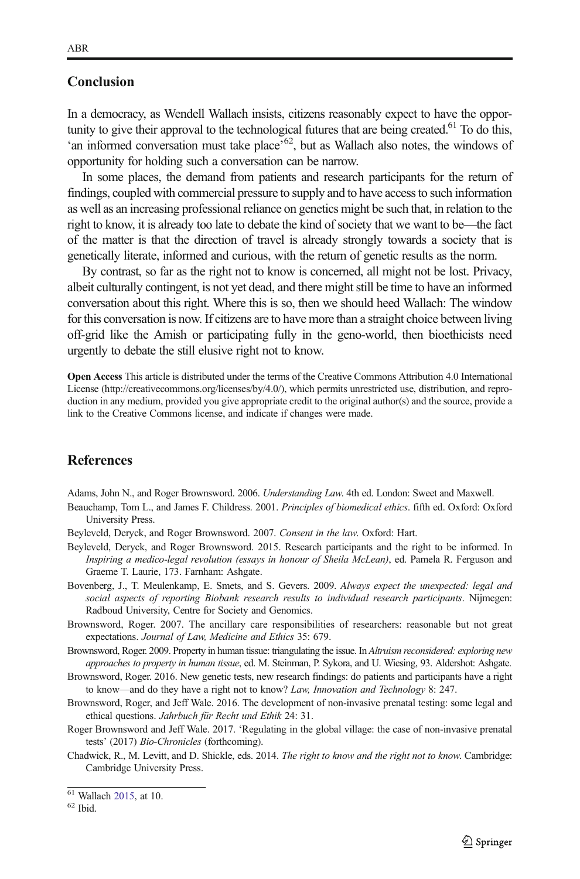## Conclusion

In a democracy, as Wendell Wallach insists, citizens reasonably expect to have the opportunity to give their approval to the technological futures that are being created.[61] To do this, 'an informed conversation must take place'[62], but as Wallach also notes, the windows of opportunity for holding such a conversation can be narrow.

In some places, the demand from patients and research participants for the return of findings, coupled with commercial pressure to supply and to have access to such information as well as an increasing professional reliance on genetics might be such that, in relation to the right to know, it is already too late to debate the kind of society that we want to be—the fact of the matter is that the direction of travel is already strongly towards a society that is genetically literate, informed and curious, with the return of genetic results as the norm.

By contrast, so far as the right not to know is concerned, all might not be lost. Privacy, albeit culturally contingent, is not yet dead, and there might still be time to have an informed conversation about this right. Where this is so, then we should heed Wallach: The window for this conversation is now. If citizens are to have more than a straight choice between living off-grid like the Amish or participating fully in the geno-world, then bioethicists need urgently to debate the still elusive right not to know.

**Open Access** This article is distributed under the terms of the Creative Commons Attribution 4.0 International License (http://creativecommons.org/licenses/by/4.0/), which permits unrestricted use, distribution, and reproduction in any medium, provided you give appropriate credit to the original author(s) and the source, provide a link to the Creative Commons license, and indicate if changes were made.

## References

Adams, John N., and Roger Brownsword. 2006. *Understanding Law*. 4th ed. London: Sweet and Maxwell.

Beauchamp, Tom L., and James F. Childress. 2001. *Principles of biomedical ethics*. fifth ed. Oxford: Oxford University Press.

Beyleveld, Deryck, and Roger Brownsword. 2007. *Consent in the law*. Oxford: Hart.

Beyleveld, Deryck, and Roger Brownsword. 2015. Research participants and the right to be informed. In *Inspiring a medico-legal revolution (essays in honour of Sheila McLean)*, ed. Pamela R. Ferguson and Graeme T. Laurie, 173. Farnham: Ashgate.

Bovenberg, J., T. Meulenkamp, E. Smets, and S. Gevers. 2009. *Always expect the unexpected: legal and social aspects of reporting Biobank research results to individual research participants*. Nijmegen: Radboud University, Centre for Society and Genomics.

Brownsword, Roger. 2007. The ancillary care responsibilities of researchers: reasonable but not great expectations. *Journal of Law, Medicine and Ethics* 35: 679.

Brownsword, Roger. 2009. Property in human tissue: triangulating the issue. In *Altruism reconsidered: exploring new approaches to property in human tissue*, ed. M. Steinman, P. Sykora, and U. Wiesing, 93. Aldershot: Ashgate.

Brownsword, Roger. 2016. New genetic tests, new research findings: do patients and participants have a right to know—and do they have a right not to know? *Law, Innovation and Technology* 8: 247.

Brownsword, Roger, and Jeff Wale. 2016. The development of non-invasive prenatal testing: some legal and ethical questions. *Jahrbuch für Recht und Ethik* 24: 31.

Roger Brownsword and Jeff Wale. 2017. 'Regulating in the global village: the case of non-invasive prenatal tests' (2017) *Bio-Chronicles* (forthcoming).

Chadwick, R., M. Levitt, and D. Shickle, eds. 2014. *The right to know and the right not to know*. Cambridge: Cambridge University Press.

---

[61] Wallach 2015, at 10.

[62] Ibid.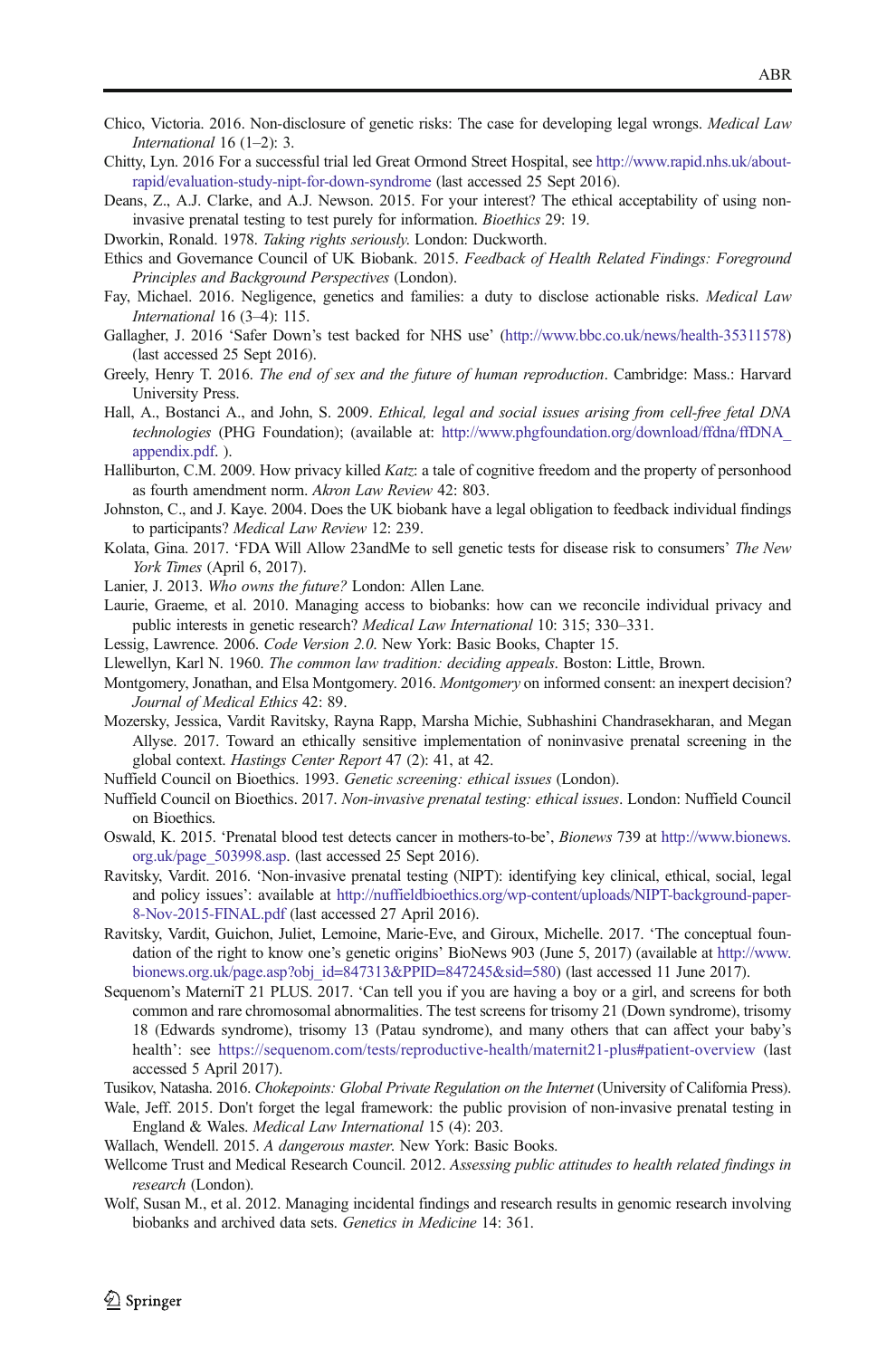Chico, Victoria. 2016. Non-disclosure of genetic risks: The case for developing legal wrongs. *Medical Law International* 16 (1–2): 3.

Chitty, Lyn. 2016 For a successful trial led Great Ormond Street Hospital, see http://www.rapid.nhs.uk/about-rapid/evaluation-study-nipt-for-down-syndrome (last accessed 25 Sept 2016).

Deans, Z., A.J. Clarke, and A.J. Newson. 2015. For your interest? The ethical acceptability of using non-invasive prenatal testing to test purely for information. *Bioethics* 29: 19.

Dworkin, Ronald. 1978. *Taking rights seriously*. London: Duckworth.

Ethics and Governance Council of UK Biobank. 2015. *Feedback of Health Related Findings: Foreground Principles and Background Perspectives* (London).

Fay, Michael. 2016. Negligence, genetics and families: a duty to disclose actionable risks. *Medical Law International* 16 (3–4): 115.

Gallagher, J. 2016 'Safer Down's test backed for NHS use' (http://www.bbc.co.uk/news/health-35311578) (last accessed 25 Sept 2016).

Greely, Henry T. 2016. *The end of sex and the future of human reproduction*. Cambridge: Mass.: Harvard University Press.

Hall, A., Bostanci A., and John, S. 2009. *Ethical, legal and social issues arising from cell-free fetal DNA technologies* (PHG Foundation); (available at: http://www.phgfoundation.org/download/ffdna/ffDNA_appendix.pdf. ).

Halliburton, C.M. 2009. How privacy killed *Katz*: a tale of cognitive freedom and the property of personhood as fourth amendment norm. *Akron Law Review* 42: 803.

Johnston, C., and J. Kaye. 2004. Does the UK biobank have a legal obligation to feedback individual findings to participants? *Medical Law Review* 12: 239.

Kolata, Gina. 2017. 'FDA Will Allow 23andMe to sell genetic tests for disease risk to consumers' *The New York Times* (April 6, 2017).

Lanier, J. 2013. *Who owns the future?* London: Allen Lane.

Laurie, Graeme, et al. 2010. Managing access to biobanks: how can we reconcile individual privacy and public interests in genetic research? *Medical Law International* 10: 315; 330–331.

Lessig, Lawrence. 2006. *Code Version 2.0*. New York: Basic Books, Chapter 15.

Llewellyn, Karl N. 1960. *The common law tradition: deciding appeals*. Boston: Little, Brown.

Montgomery, Jonathan, and Elsa Montgomery. 2016. *Montgomery* on informed consent: an inexpert decision? *Journal of Medical Ethics* 42: 89.

Mozersky, Jessica, Vardit Ravitsky, Rayna Rapp, Marsha Michie, Subhashini Chandrasekharan, and Megan Allyse. 2017. Toward an ethically sensitive implementation of noninvasive prenatal screening in the global context. *Hastings Center Report* 47 (2): 41, at 42.

Nuffield Council on Bioethics. 1993. *Genetic screening: ethical issues* (London).

Nuffield Council on Bioethics. 2017. *Non-invasive prenatal testing: ethical issues*. London: Nuffield Council on Bioethics.

Oswald, K. 2015. 'Prenatal blood test detects cancer in mothers-to-be', *Bionews* 739 at http://www.bionews.org.uk/page_503998.asp. (last accessed 25 Sept 2016).

Ravitsky, Vardit. 2016. 'Non-invasive prenatal testing (NIPT): identifying key clinical, ethical, social, legal and policy issues': available at http://nuffieldbioethics.org/wp-content/uploads/NIPT-background-paper-8-Nov-2015-FINAL.pdf (last accessed 27 April 2016).

Ravitsky, Vardit, Guichon, Juliet, Lemoine, Marie-Eve, and Giroux, Michelle. 2017. 'The conceptual foundation of the right to know one's genetic origins' BioNews 903 (June 5, 2017) (available at http://www.bionews.org.uk/page.asp?obj_id=847313&PPID=847245&sid=580) (last accessed 11 June 2017).

Sequenom's MaterniT 21 PLUS. 2017. 'Can tell you if you are having a boy or a girl, and screens for both common and rare chromosomal abnormalities. The test screens for trisomy 21 (Down syndrome), trisomy 18 (Edwards syndrome), trisomy 13 (Patau syndrome), and many others that can affect your baby's health': see https://sequenom.com/tests/reproductive-health/maternit21-plus#patient-overview (last accessed 5 April 2017).

Tusikov, Natasha. 2016. *Chokepoints: Global Private Regulation on the Internet* (University of California Press).

Wale, Jeff. 2015. Don't forget the legal framework: the public provision of non-invasive prenatal testing in England & Wales. *Medical Law International* 15 (4): 203.

Wallach, Wendell. 2015. *A dangerous master*. New York: Basic Books.

Wellcome Trust and Medical Research Council. 2012. *Assessing public attitudes to health related findings in research* (London).

Wolf, Susan M., et al. 2012. Managing incidental findings and research results in genomic research involving biobanks and archived data sets. *Genetics in Medicine* 14: 361.